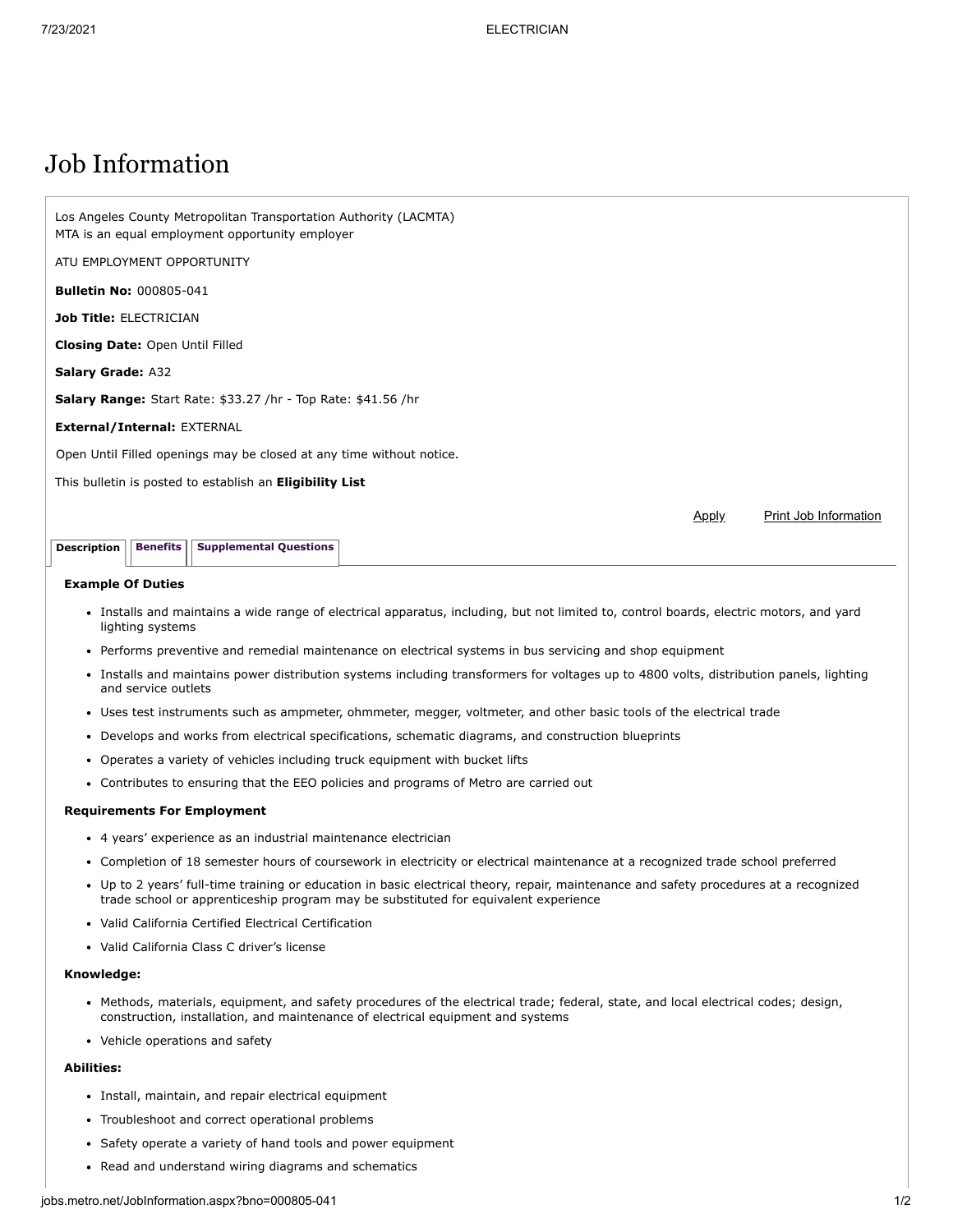# Job Information

Los Angeles County Metropolitan Transportation Authority (LACMTA)
MTA is an equal employment opportunity employer

ATU EMPLOYMENT OPPORTUNITY

**Bulletin No:** 000805-041

**Job Title:** ELECTRICIAN

**Closing Date:** Open Until Filled

**Salary Grade:** A32

**Salary Range:** Start Rate: $33.27 /hr - Top Rate: $41.56 /hr

**External/Internal:** EXTERNAL

Open Until Filled openings may be closed at any time without notice.

This bulletin is posted to establish an **Eligibility List**

Apply    Print Job Information

Description | Benefits | Supplemental Questions

### Example Of Duties

- Installs and maintains a wide range of electrical apparatus, including, but not limited to, control boards, electric motors, and yard lighting systems
- Performs preventive and remedial maintenance on electrical systems in bus servicing and shop equipment
- Installs and maintains power distribution systems including transformers for voltages up to 4800 volts, distribution panels, lighting and service outlets
- Uses test instruments such as ampmeter, ohmmeter, megger, voltmeter, and other basic tools of the electrical trade
- Develops and works from electrical specifications, schematic diagrams, and construction blueprints
- Operates a variety of vehicles including truck equipment with bucket lifts
- Contributes to ensuring that the EEO policies and programs of Metro are carried out

### Requirements For Employment

- 4 years' experience as an industrial maintenance electrician
- Completion of 18 semester hours of coursework in electricity or electrical maintenance at a recognized trade school preferred
- Up to 2 years' full-time training or education in basic electrical theory, repair, maintenance and safety procedures at a recognized trade school or apprenticeship program may be substituted for equivalent experience
- Valid California Certified Electrical Certification
- Valid California Class C driver's license

### Knowledge:

- Methods, materials, equipment, and safety procedures of the electrical trade; federal, state, and local electrical codes; design, construction, installation, and maintenance of electrical equipment and systems
- Vehicle operations and safety

### Abilities:

- Install, maintain, and repair electrical equipment
- Troubleshoot and correct operational problems
- Safety operate a variety of hand tools and power equipment
- Read and understand wiring diagrams and schematics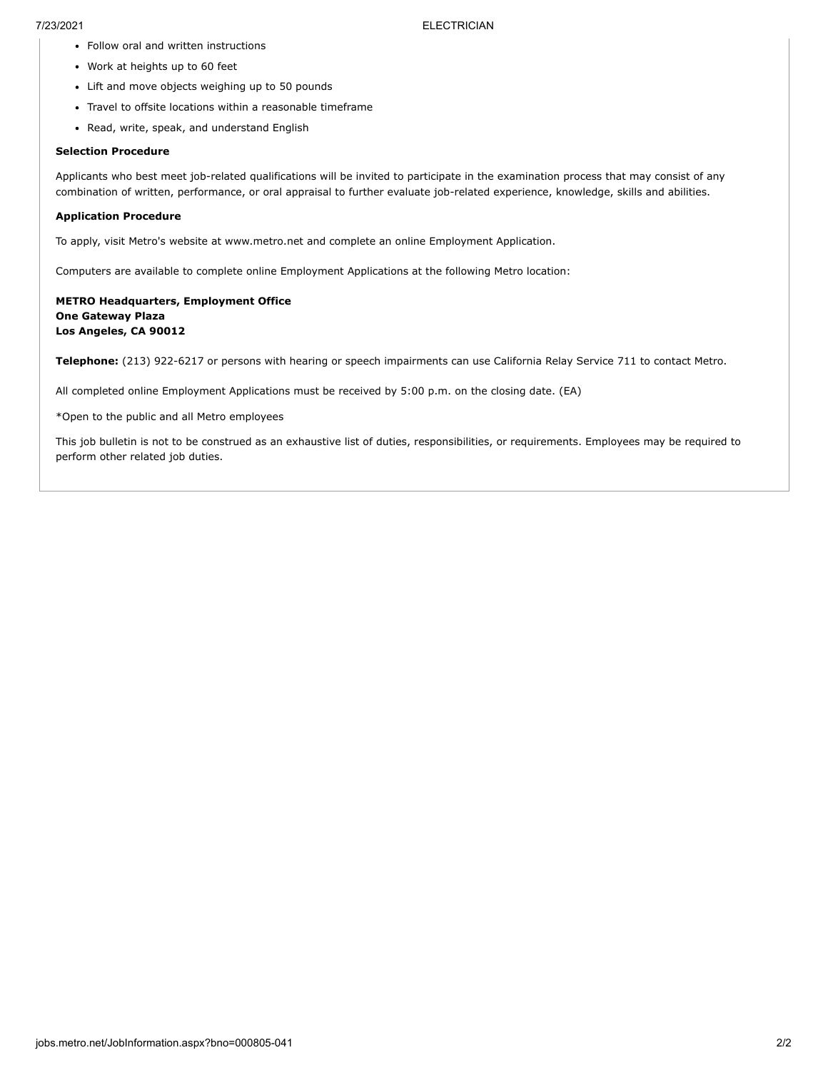- Follow oral and written instructions
- Work at heights up to 60 feet
- Lift and move objects weighing up to 50 pounds
- Travel to offsite locations within a reasonable timeframe
- Read, write, speak, and understand English

**Selection Procedure**

Applicants who best meet job-related qualifications will be invited to participate in the examination process that may consist of any combination of written, performance, or oral appraisal to further evaluate job-related experience, knowledge, skills and abilities.

**Application Procedure**

To apply, visit Metro's website at www.metro.net and complete an online Employment Application.

Computers are available to complete online Employment Applications at the following Metro location:

**METRO Headquarters, Employment Office**
**One Gateway Plaza**
**Los Angeles, CA 90012**

**Telephone:** (213) 922-6217 or persons with hearing or speech impairments can use California Relay Service 711 to contact Metro.

All completed online Employment Applications must be received by 5:00 p.m. on the closing date. (EA)

*Open to the public and all Metro employees

This job bulletin is not to be construed as an exhaustive list of duties, responsibilities, or requirements. Employees may be required to perform other related job duties.